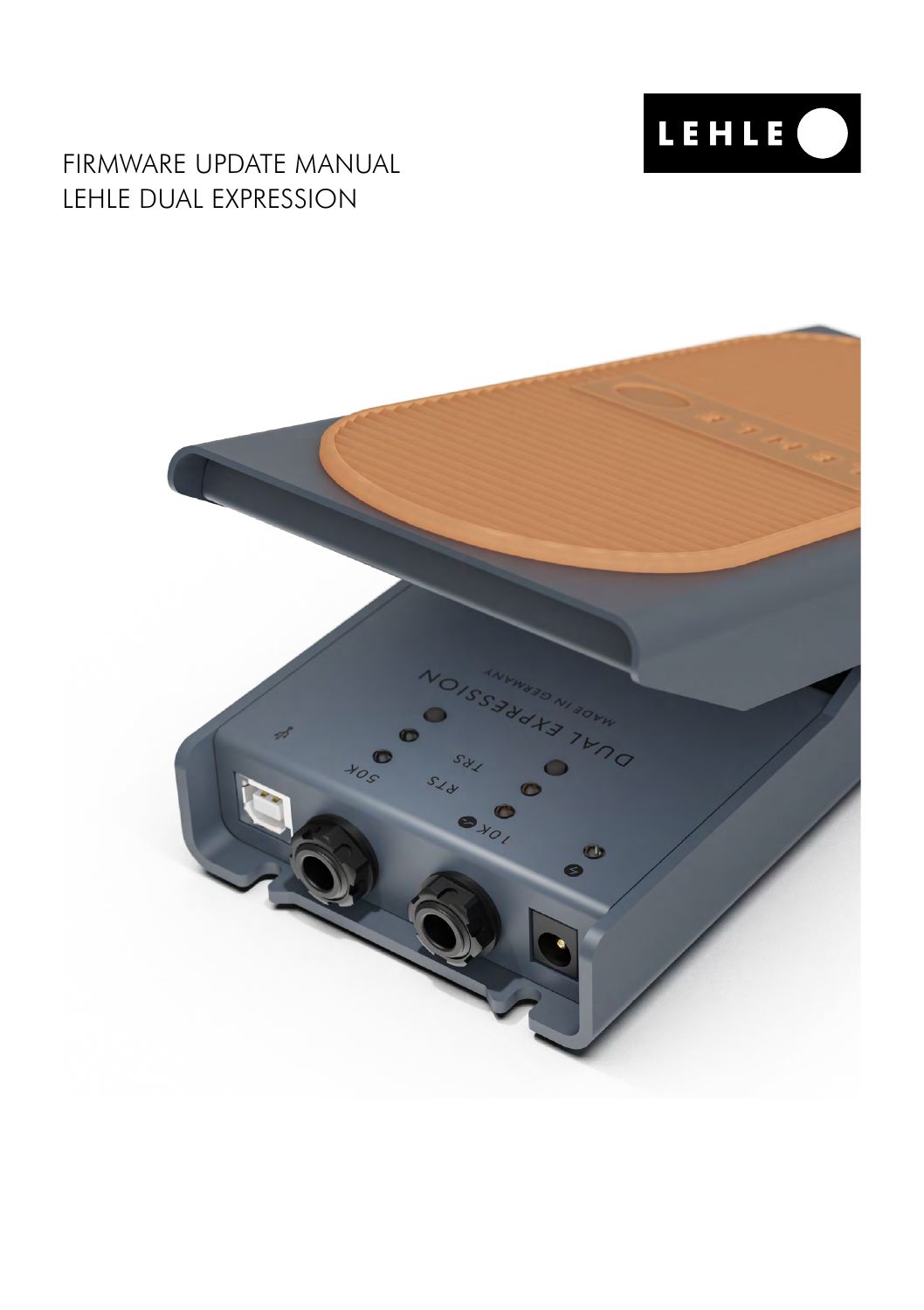# FIRMWARE UPDATE MANUAL
# LEHLE DUAL EXPRESSION

LEHLE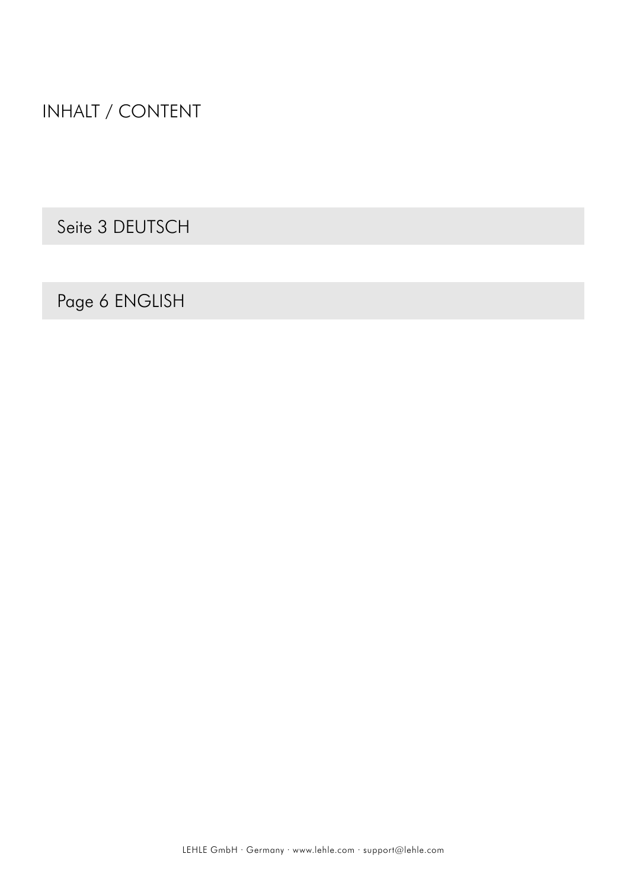# INHALT / CONTENT

Seite 3 DEUTSCH

Page 6 ENGLISH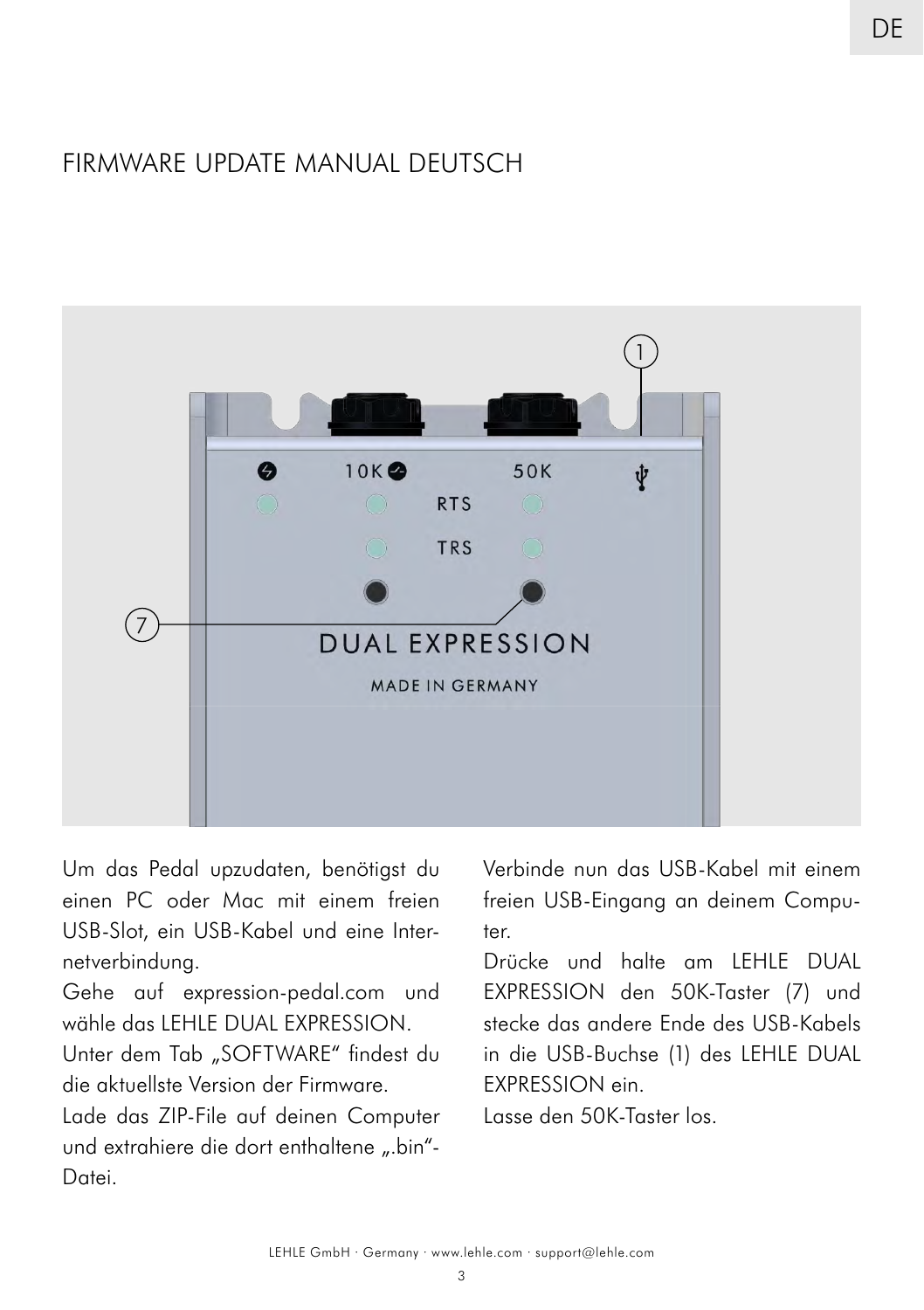# FIRMWARE UPDATE MANUAL DEUTSCH

Um das Pedal upzudaten, benötigst du einen PC oder Mac mit einem freien USB-Slot, ein USB-Kabel und eine Internetverbindung.

Gehe auf expression-pedal.com und wähle das LEHLE DUAL EXPRESSION.

Unter dem Tab „SOFTWARE“ findest du die aktuellste Version der Firmware.

Lade das ZIP-File auf deinen Computer und extrahiere die dort enthaltene „.bin“-Datei.

Verbinde nun das USB-Kabel mit einem freien USB-Eingang an deinem Computer.

Drücke und halte am LEHLE DUAL EXPRESSION den 50K-Taster (7) und stecke das andere Ende des USB-Kabels in die USB-Buchse (1) des LEHLE DUAL EXPRESSION ein.

Lasse den 50K-Taster los.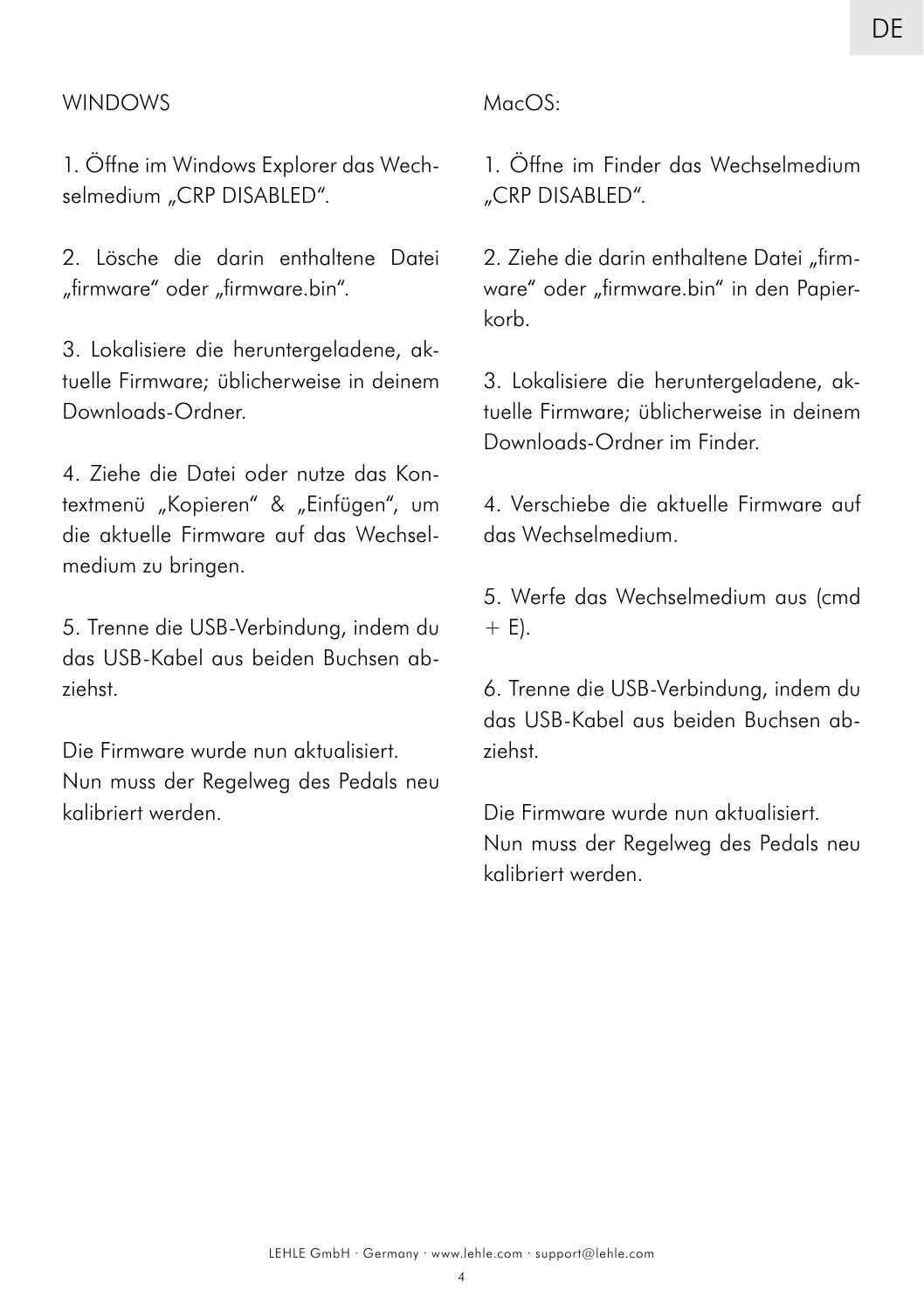## WINDOWS

1. Öffne im Windows Explorer das Wechselmedium „CRP DISABLED“.

2. Lösche die darin enthaltene Datei „firmware“ oder „firmware.bin“.

3. Lokalisiere die heruntergeladene, aktuelle Firmware; üblicherweise in deinem Downloads-Ordner.

4. Ziehe die Datei oder nutze das Kontextmenü „Kopieren“ & „Einfügen“, um die aktuelle Firmware auf das Wechselmedium zu bringen.

5. Trenne die USB-Verbindung, indem du das USB-Kabel aus beiden Buchsen abziehst.

Die Firmware wurde nun aktualisiert.
Nun muss der Regelweg des Pedals neu kalibriert werden.

## MacOS:

1. Öffne im Finder das Wechselmedium „CRP DISABLED“.

2. Ziehe die darin enthaltene Datei „firmware“ oder „firmware.bin“ in den Papierkorb.

3. Lokalisiere die heruntergeladene, aktuelle Firmware; üblicherweise in deinem Downloads-Ordner im Finder.

4. Verschiebe die aktuelle Firmware auf das Wechselmedium.

5. Werfe das Wechselmedium aus (cmd + E).

6. Trenne die USB-Verbindung, indem du das USB-Kabel aus beiden Buchsen abziehst.

Die Firmware wurde nun aktualisiert.
Nun muss der Regelweg des Pedals neu kalibriert werden.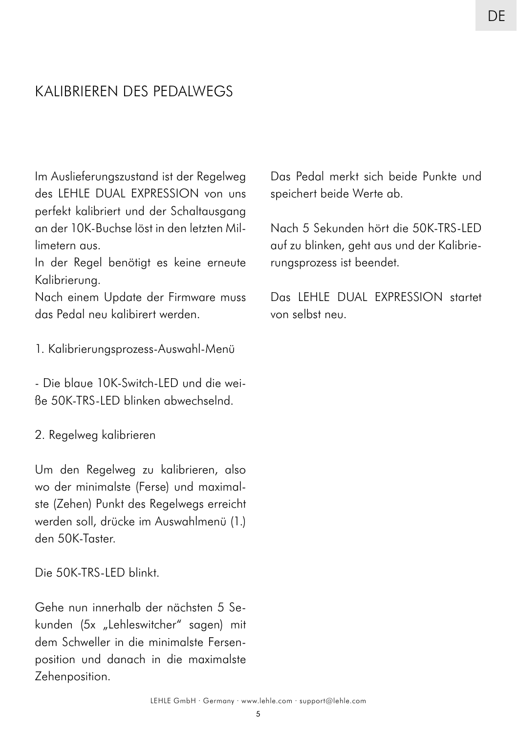# KALIBRIEREN DES PEDALWEGS

Im Auslieferungszustand ist der Regelweg des LEHLE DUAL EXPRESSION von uns perfekt kalibriert und der Schaltausgang an der 10K-Buchse löst in den letzten Millimetern aus.
In der Regel benötigt es keine erneute Kalibrierung.
Nach einem Update der Firmware muss das Pedal neu kalibirert werden.

1. Kalibrierungsprozess-Auswahl-Menü

- Die blaue 10K-Switch-LED und die weiße 50K-TRS-LED blinken abwechselnd.

2. Regelweg kalibrieren

Um den Regelweg zu kalibrieren, also wo der minimalste (Ferse) und maximalste (Zehen) Punkt des Regelwegs erreicht werden soll, drücke im Auswahlmenü (1.) den 50K-Taster.

Die 50K-TRS-LED blinkt.

Gehe nun innerhalb der nächsten 5 Sekunden (5x „Lehleswitcher“ sagen) mit dem Schweller in die minimalste Fersenposition und danach in die maximalste Zehenposition.

Das Pedal merkt sich beide Punkte und speichert beide Werte ab.

Nach 5 Sekunden hört die 50K-TRS-LED auf zu blinken, geht aus und der Kalibrierungsprozess ist beendet.

Das LEHLE DUAL EXPRESSION startet von selbst neu.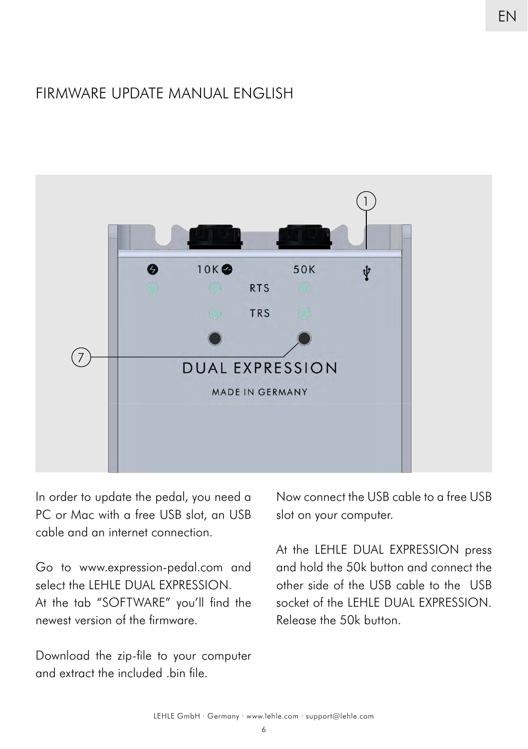# FIRMWARE UPDATE MANUAL ENGLISH

In order to update the pedal, you need a PC or Mac with a free USB slot, an USB cable and an internet connection.

Go to www.expression-pedal.com and select the LEHLE DUAL EXPRESSION.
At the tab “SOFTWARE” you’ll find the newest version of the firmware.

Download the zip-file to your computer and extract the included .bin file.

Now connect the USB cable to a free USB slot on your computer.

At the LEHLE DUAL EXPRESSION press and hold the 50k button and connect the other side of the USB cable to the USB socket of the LEHLE DUAL EXPRESSION. Release the 50k button.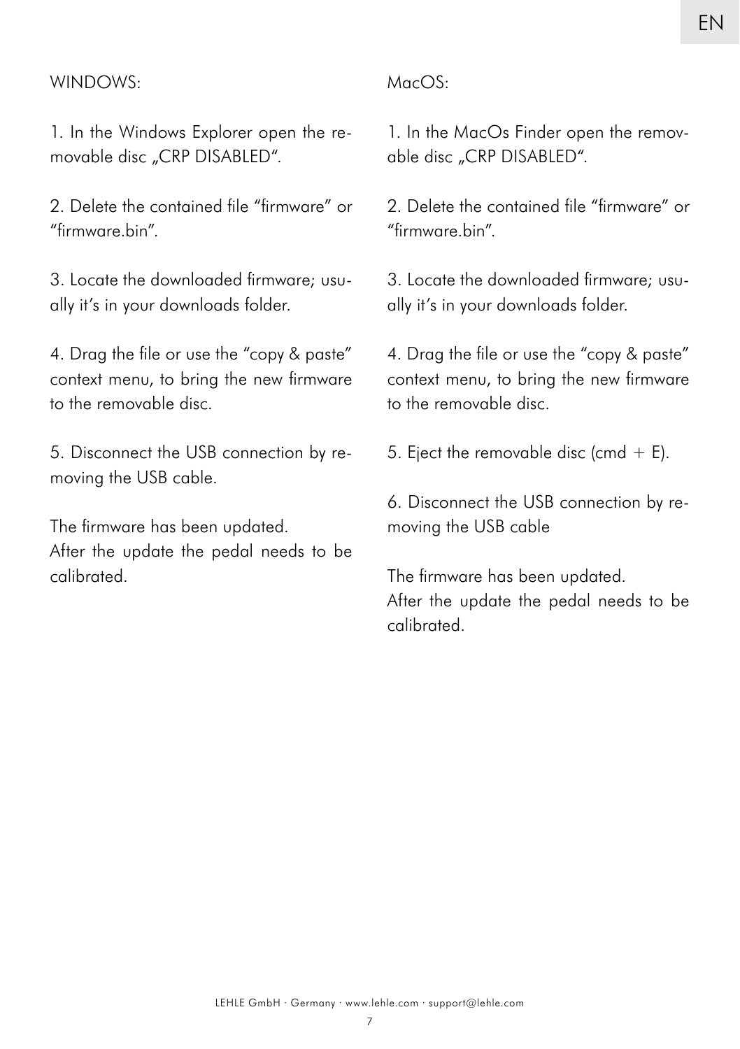WINDOWS:

1. In the Windows Explorer open the removable disc „CRP DISABLED“.

2. Delete the contained file "firmware" or "firmware.bin".

3. Locate the downloaded firmware; usually it's in your downloads folder.

4. Drag the file or use the "copy & paste" context menu, to bring the new firmware to the removable disc.

5. Disconnect the USB connection by removing the USB cable.

The firmware has been updated.
After the update the pedal needs to be calibrated.

MacOS:

1. In the MacOs Finder open the removable disc „CRP DISABLED“.

2. Delete the contained file "firmware" or "firmware.bin".

3. Locate the downloaded firmware; usually it's in your downloads folder.

4. Drag the file or use the "copy & paste" context menu, to bring the new firmware to the removable disc.

5. Eject the removable disc (cmd + E).

6. Disconnect the USB connection by removing the USB cable

The firmware has been updated.
After the update the pedal needs to be calibrated.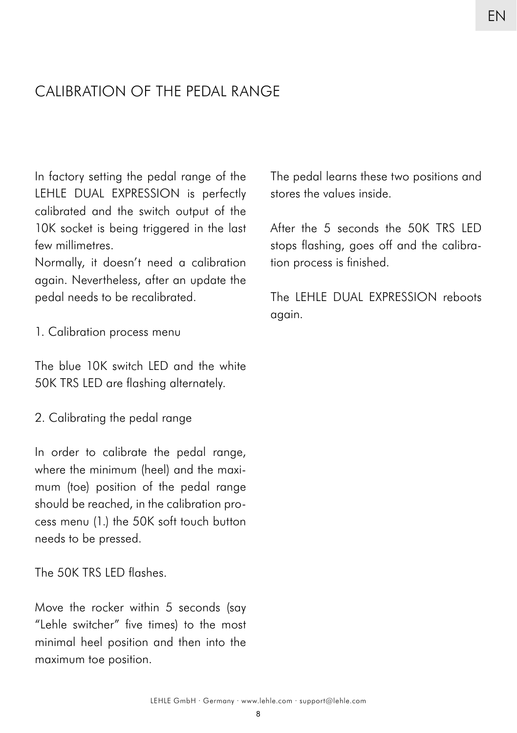# CALIBRATION OF THE PEDAL RANGE

In factory setting the pedal range of the LEHLE DUAL EXPRESSION is perfectly calibrated and the switch output of the 10K socket is being triggered in the last few millimetres.
Normally, it doesn't need a calibration again. Nevertheless, after an update the pedal needs to be recalibrated.

1. Calibration process menu

The blue 10K switch LED and the white 50K TRS LED are flashing alternately.

2. Calibrating the pedal range

In order to calibrate the pedal range, where the minimum (heel) and the maximum (toe) position of the pedal range should be reached, in the calibration process menu (1.) the 50K soft touch button needs to be pressed.

The 50K TRS LED flashes.

Move the rocker within 5 seconds (say "Lehle switcher" five times) to the most minimal heel position and then into the maximum toe position.

The pedal learns these two positions and stores the values inside.

After the 5 seconds the 50K TRS LED stops flashing, goes off and the calibration process is finished.

The LEHLE DUAL EXPRESSION reboots again.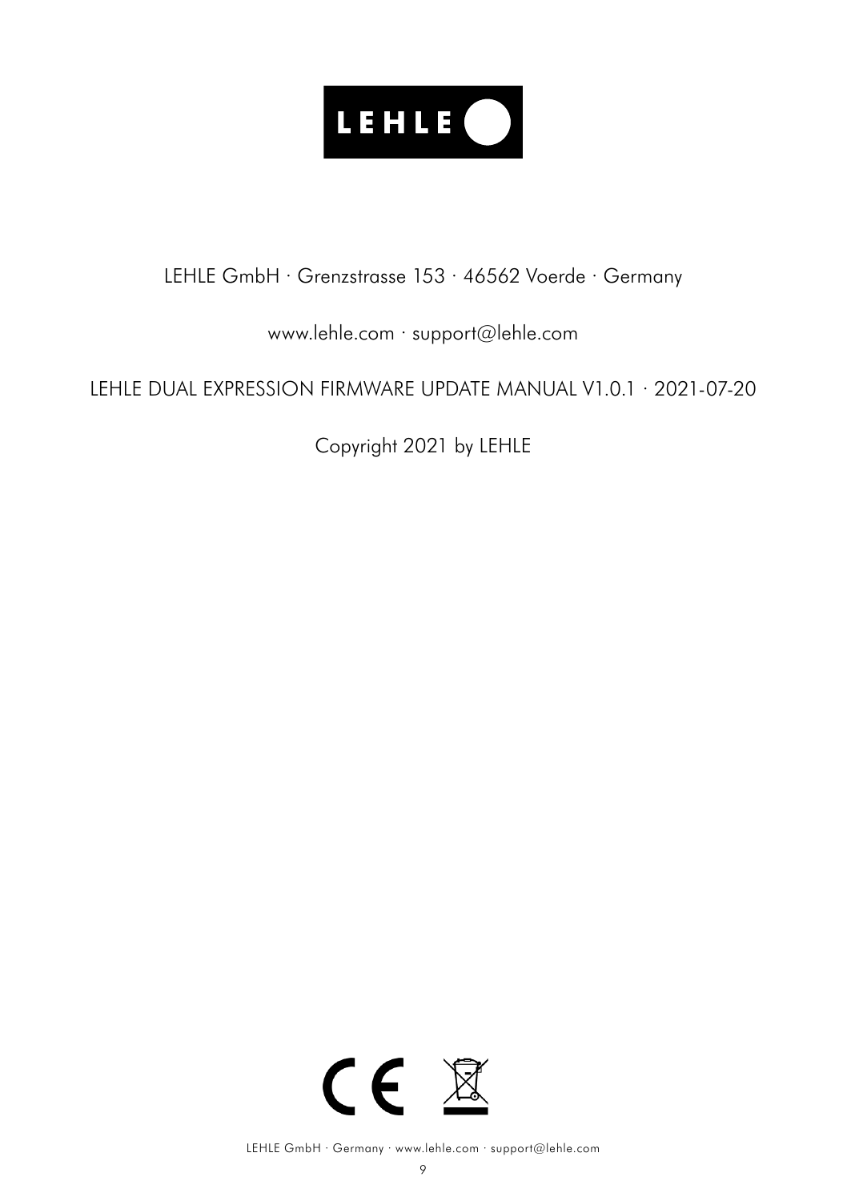LEHLE GmbH · Grenzstrasse 153 · 46562 Voerde · Germany

www.lehle.com · support@lehle.com

LEHLE DUAL EXPRESSION FIRMWARE UPDATE MANUAL V1.0.1 · 2021-07-20

Copyright 2021 by LEHLE